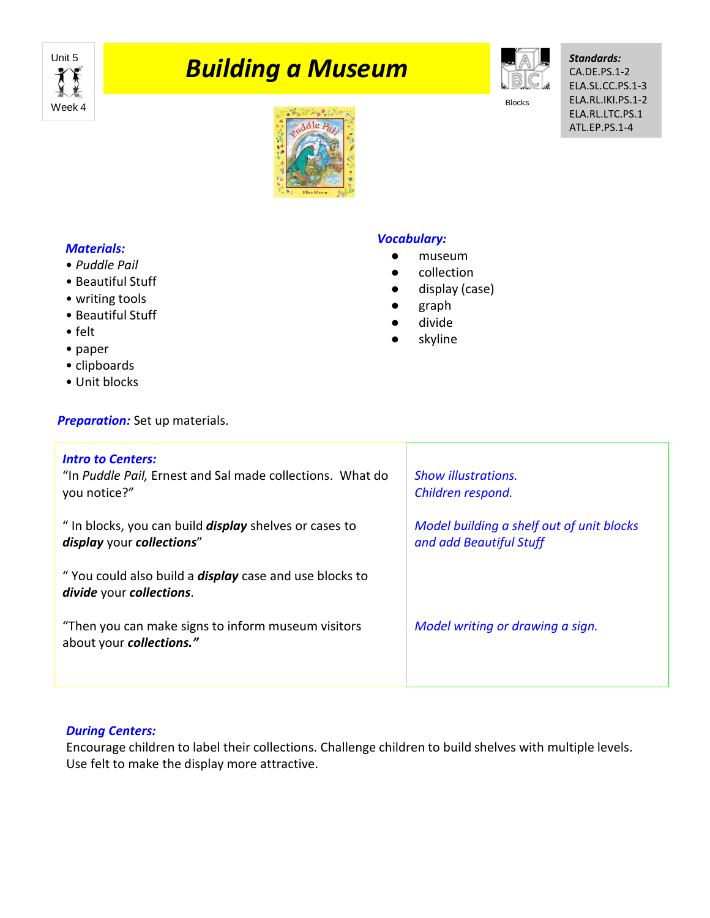Unit 5

Week 4

# Building a Museum

Blocks

***Standards:***
CA.DE.PS.1-2
ELA.SL.CC.PS.1-3
ELA.RL.IKI.PS.1-2
ELA.RL.LTC.PS.1
ATL.EP.PS.1-4

***Materials:***

- *Puddle Pail*
- Beautiful Stuff
- writing tools
- Beautiful Stuff
- felt
- paper
- clipboards
- Unit blocks

***Vocabulary:***

- museum
- collection
- display (case)
- graph
- divide
- skyline

***Preparation:*** Set up materials.

| ***Intro to Centers:*** | |
|---|---|
| "In *Puddle Pail,* Ernest and Sal made collections. What do you notice?" | *Show illustrations. Children respond.* |
| " In blocks, you can build ***display*** shelves or cases to ***display*** your ***collections***" | *Model building a shelf out of unit blocks and add Beautiful Stuff* |
| " You could also build a ***display*** case and use blocks to ***divide*** your ***collections***. | |
| "Then you can make signs to inform museum visitors about your ***collections."*** | *Model writing or drawing a sign.* |

***During Centers:***
Encourage children to label their collections. Challenge children to build shelves with multiple levels. Use felt to make the display more attractive.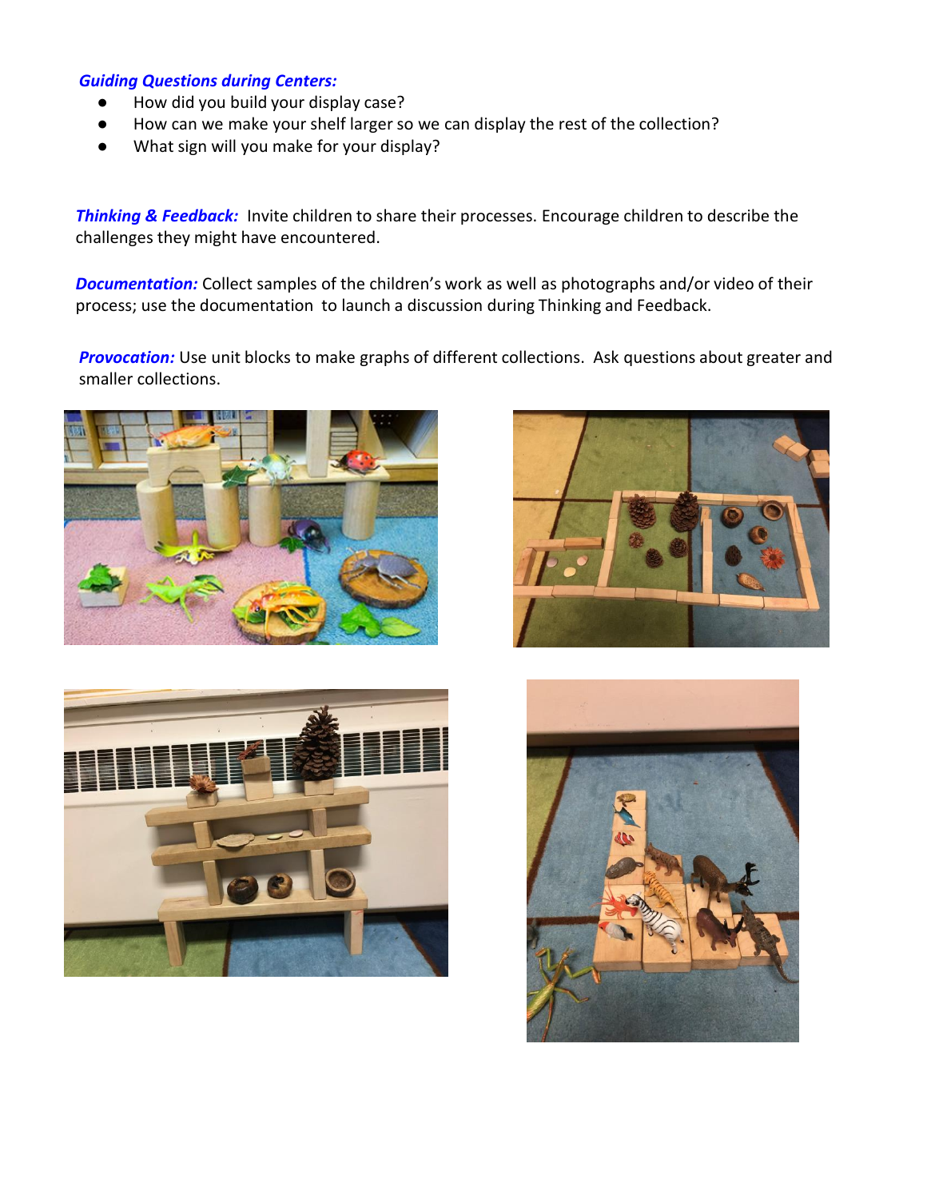***Guiding Questions during Centers:***

- How did you build your display case?
- How can we make your shelf larger so we can display the rest of the collection?
- What sign will you make for your display?

***Thinking & Feedback:*** Invite children to share their processes. Encourage children to describe the challenges they might have encountered.

***Documentation:*** Collect samples of the children's work as well as photographs and/or video of their process; use the documentation to launch a discussion during Thinking and Feedback.

***Provocation:*** Use unit blocks to make graphs of different collections. Ask questions about greater and smaller collections.